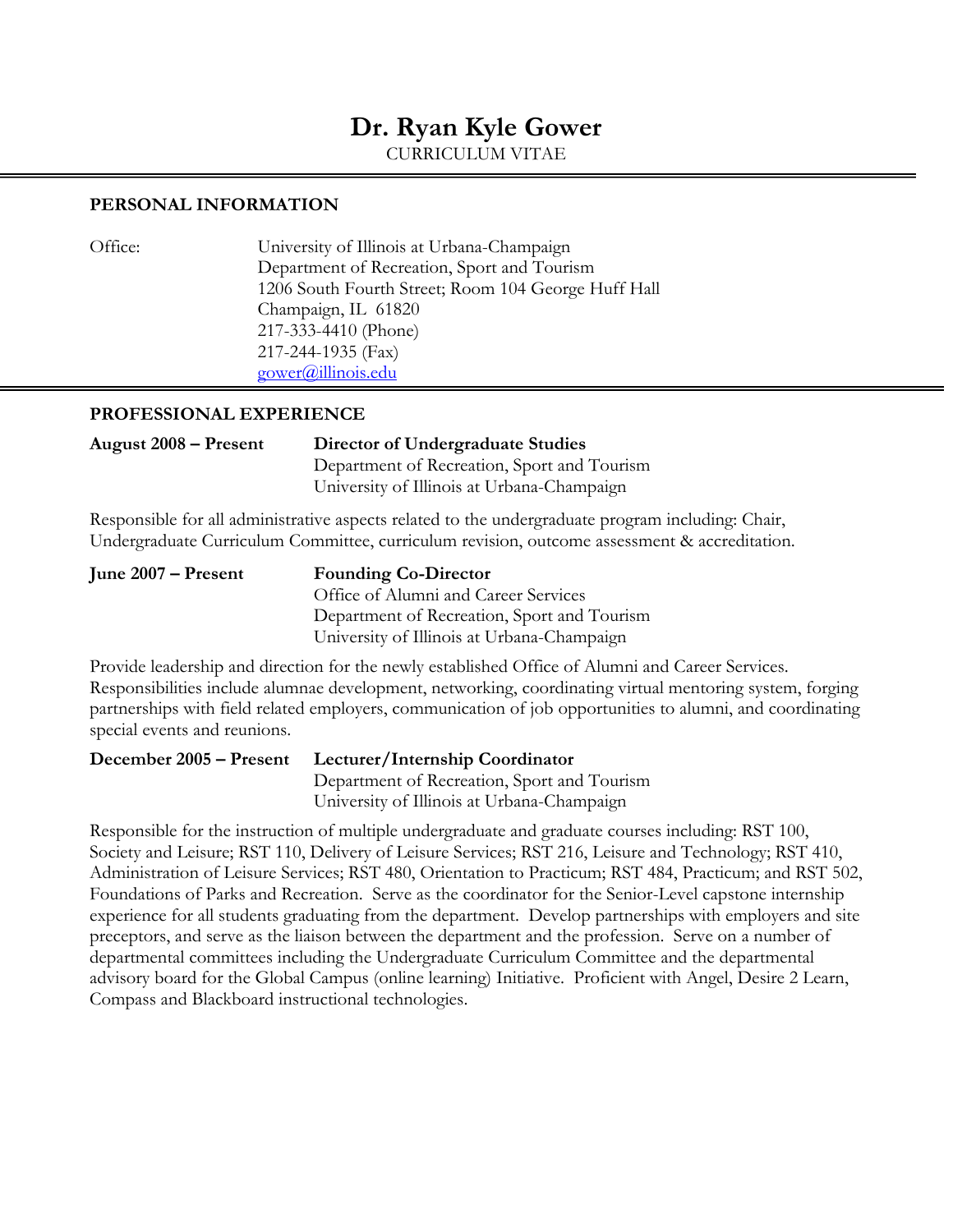# Dr. Ryan Kyle Gower

CURRICULUM VITAE

## PERSONAL INFORMATION

Office: University of Illinois at Urbana-Champaign
Department of Recreation, Sport and Tourism
1206 South Fourth Street; Room 104 George Huff Hall
Champaign, IL 61820
217-333-4410 (Phone)
217-244-1935 (Fax)
gower@illinois.edu

## PROFESSIONAL EXPERIENCE

**August 2008 – Present** **Director of Undergraduate Studies**
Department of Recreation, Sport and Tourism
University of Illinois at Urbana-Champaign

Responsible for all administrative aspects related to the undergraduate program including: Chair, Undergraduate Curriculum Committee, curriculum revision, outcome assessment & accreditation.

**June 2007 – Present** **Founding Co-Director**
Office of Alumni and Career Services
Department of Recreation, Sport and Tourism
University of Illinois at Urbana-Champaign

Provide leadership and direction for the newly established Office of Alumni and Career Services. Responsibilities include alumnae development, networking, coordinating virtual mentoring system, forging partnerships with field related employers, communication of job opportunities to alumni, and coordinating special events and reunions.

**December 2005 – Present** **Lecturer/Internship Coordinator**
Department of Recreation, Sport and Tourism
University of Illinois at Urbana-Champaign

Responsible for the instruction of multiple undergraduate and graduate courses including: RST 100, Society and Leisure; RST 110, Delivery of Leisure Services; RST 216, Leisure and Technology; RST 410, Administration of Leisure Services; RST 480, Orientation to Practicum; RST 484, Practicum; and RST 502, Foundations of Parks and Recreation. Serve as the coordinator for the Senior-Level capstone internship experience for all students graduating from the department. Develop partnerships with employers and site preceptors, and serve as the liaison between the department and the profession. Serve on a number of departmental committees including the Undergraduate Curriculum Committee and the departmental advisory board for the Global Campus (online learning) Initiative. Proficient with Angel, Desire 2 Learn, Compass and Blackboard instructional technologies.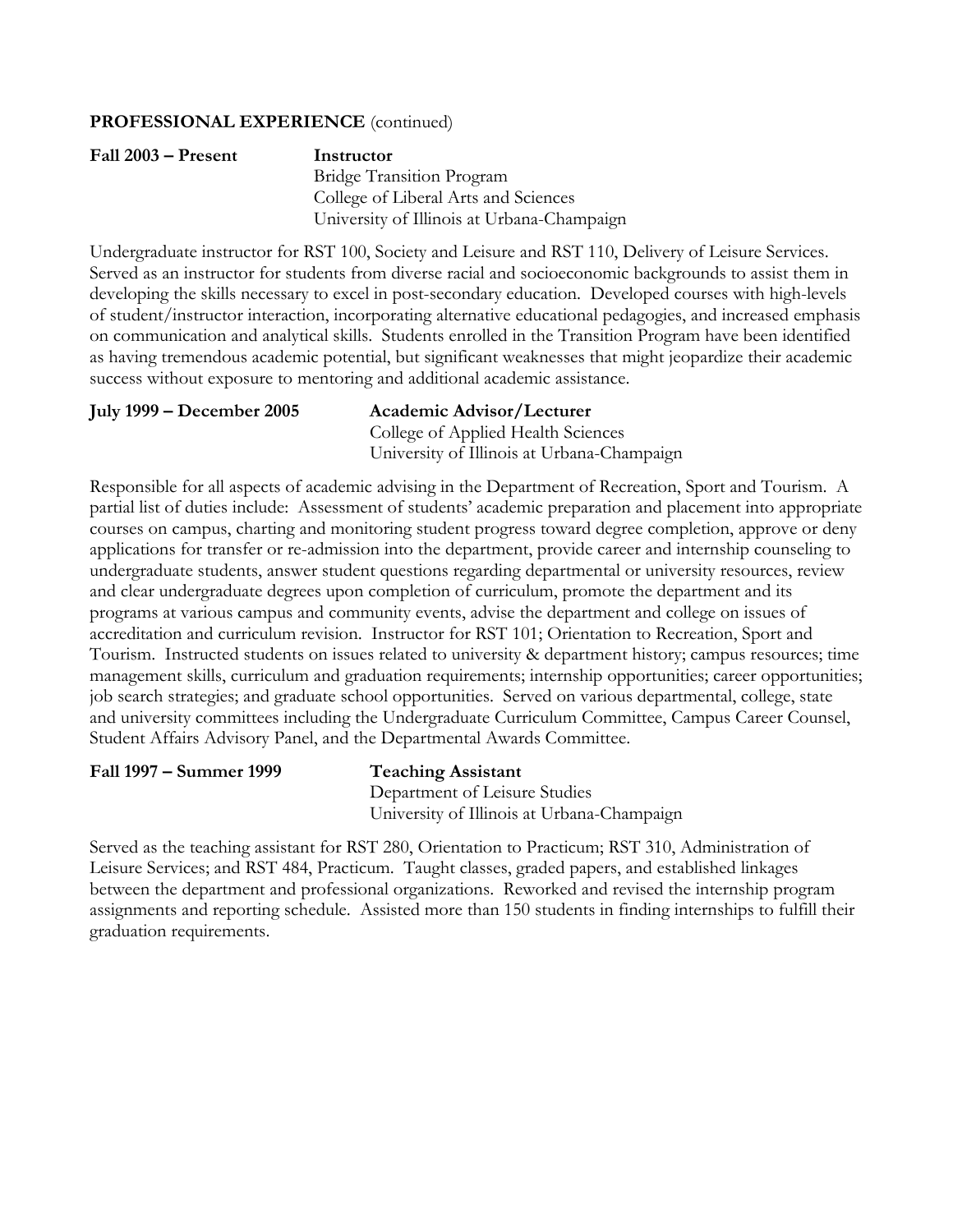**PROFESSIONAL EXPERIENCE** (continued)

**Fall 2003 – Present** **Instructor**
Bridge Transition Program
College of Liberal Arts and Sciences
University of Illinois at Urbana-Champaign

Undergraduate instructor for RST 100, Society and Leisure and RST 110, Delivery of Leisure Services. Served as an instructor for students from diverse racial and socioeconomic backgrounds to assist them in developing the skills necessary to excel in post-secondary education. Developed courses with high-levels of student/instructor interaction, incorporating alternative educational pedagogies, and increased emphasis on communication and analytical skills. Students enrolled in the Transition Program have been identified as having tremendous academic potential, but significant weaknesses that might jeopardize their academic success without exposure to mentoring and additional academic assistance.

**July 1999 – December 2005** **Academic Advisor/Lecturer**
College of Applied Health Sciences
University of Illinois at Urbana-Champaign

Responsible for all aspects of academic advising in the Department of Recreation, Sport and Tourism. A partial list of duties include: Assessment of students' academic preparation and placement into appropriate courses on campus, charting and monitoring student progress toward degree completion, approve or deny applications for transfer or re-admission into the department, provide career and internship counseling to undergraduate students, answer student questions regarding departmental or university resources, review and clear undergraduate degrees upon completion of curriculum, promote the department and its programs at various campus and community events, advise the department and college on issues of accreditation and curriculum revision. Instructor for RST 101; Orientation to Recreation, Sport and Tourism. Instructed students on issues related to university & department history; campus resources; time management skills, curriculum and graduation requirements; internship opportunities; career opportunities; job search strategies; and graduate school opportunities. Served on various departmental, college, state and university committees including the Undergraduate Curriculum Committee, Campus Career Counsel, Student Affairs Advisory Panel, and the Departmental Awards Committee.

**Fall 1997 – Summer 1999** **Teaching Assistant**
Department of Leisure Studies
University of Illinois at Urbana-Champaign

Served as the teaching assistant for RST 280, Orientation to Practicum; RST 310, Administration of Leisure Services; and RST 484, Practicum. Taught classes, graded papers, and established linkages between the department and professional organizations. Reworked and revised the internship program assignments and reporting schedule. Assisted more than 150 students in finding internships to fulfill their graduation requirements.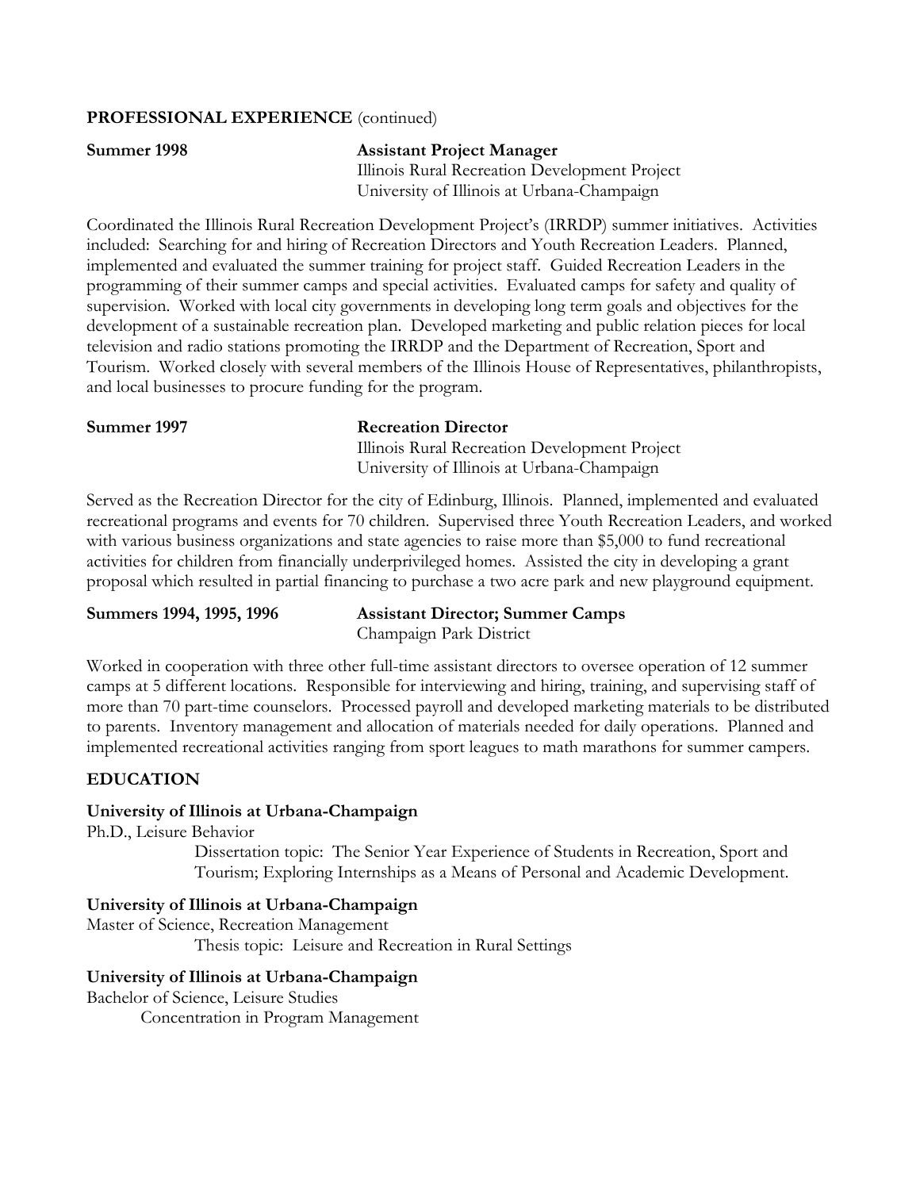## PROFESSIONAL EXPERIENCE (continued)

**Summer 1998** — **Assistant Project Manager**
Illinois Rural Recreation Development Project
University of Illinois at Urbana-Champaign

Coordinated the Illinois Rural Recreation Development Project's (IRRDP) summer initiatives. Activities included: Searching for and hiring of Recreation Directors and Youth Recreation Leaders. Planned, implemented and evaluated the summer training for project staff. Guided Recreation Leaders in the programming of their summer camps and special activities. Evaluated camps for safety and quality of supervision. Worked with local city governments in developing long term goals and objectives for the development of a sustainable recreation plan. Developed marketing and public relation pieces for local television and radio stations promoting the IRRDP and the Department of Recreation, Sport and Tourism. Worked closely with several members of the Illinois House of Representatives, philanthropists, and local businesses to procure funding for the program.

**Summer 1997** — **Recreation Director**
Illinois Rural Recreation Development Project
University of Illinois at Urbana-Champaign

Served as the Recreation Director for the city of Edinburg, Illinois. Planned, implemented and evaluated recreational programs and events for 70 children. Supervised three Youth Recreation Leaders, and worked with various business organizations and state agencies to raise more than $5,000 to fund recreational activities for children from financially underprivileged homes. Assisted the city in developing a grant proposal which resulted in partial financing to purchase a two acre park and new playground equipment.

**Summers 1994, 1995, 1996** — **Assistant Director; Summer Camps**
Champaign Park District

Worked in cooperation with three other full-time assistant directors to oversee operation of 12 summer camps at 5 different locations. Responsible for interviewing and hiring, training, and supervising staff of more than 70 part-time counselors. Processed payroll and developed marketing materials to be distributed to parents. Inventory management and allocation of materials needed for daily operations. Planned and implemented recreational activities ranging from sport leagues to math marathons for summer campers.

## EDUCATION

**University of Illinois at Urbana-Champaign**
Ph.D., Leisure Behavior
Dissertation topic: The Senior Year Experience of Students in Recreation, Sport and Tourism; Exploring Internships as a Means of Personal and Academic Development.

**University of Illinois at Urbana-Champaign**
Master of Science, Recreation Management
Thesis topic: Leisure and Recreation in Rural Settings

**University of Illinois at Urbana-Champaign**
Bachelor of Science, Leisure Studies
Concentration in Program Management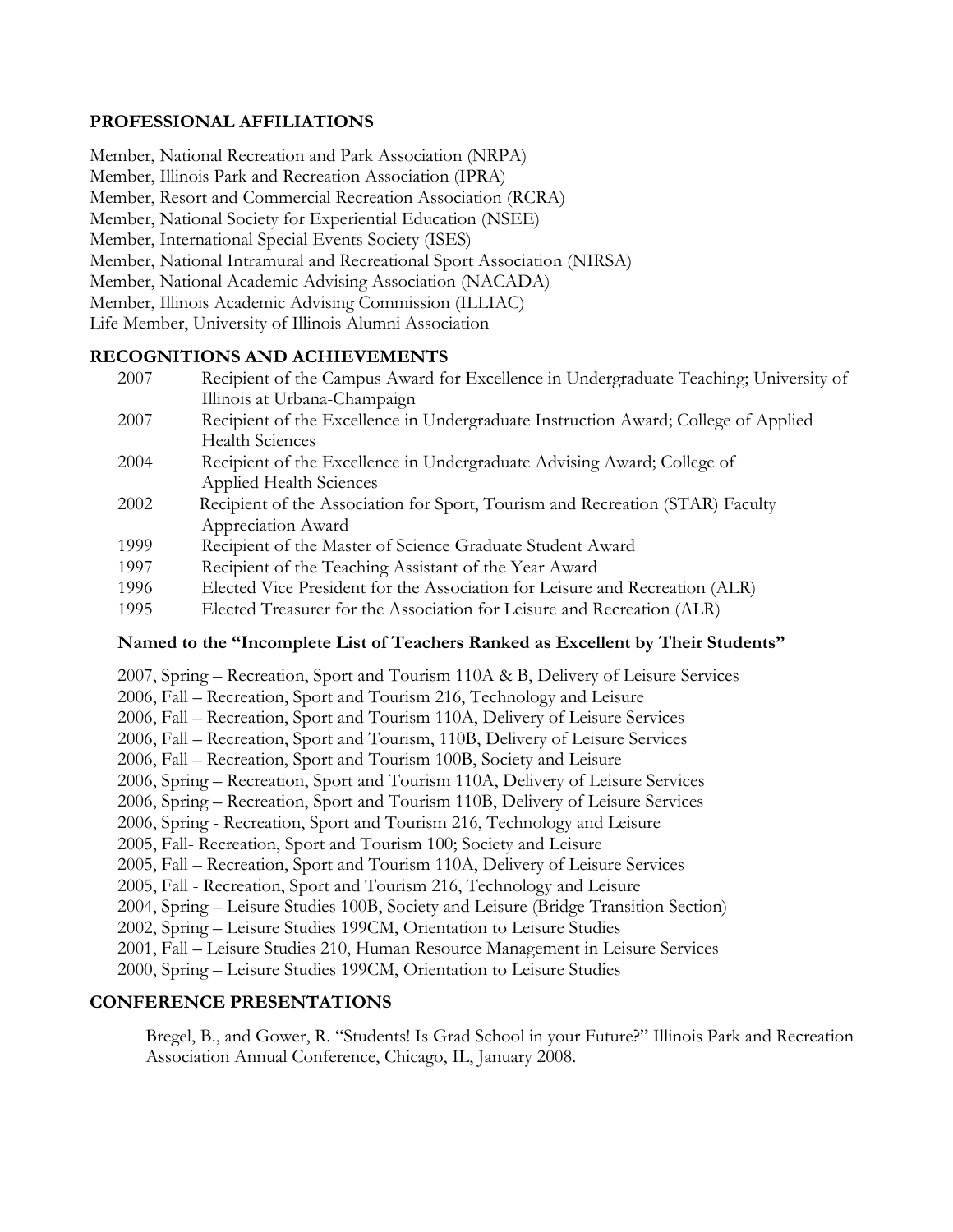## PROFESSIONAL AFFILIATIONS

Member, National Recreation and Park Association (NRPA)
Member, Illinois Park and Recreation Association (IPRA)
Member, Resort and Commercial Recreation Association (RCRA)
Member, National Society for Experiential Education (NSEE)
Member, International Special Events Society (ISES)
Member, National Intramural and Recreational Sport Association (NIRSA)
Member, National Academic Advising Association (NACADA)
Member, Illinois Academic Advising Commission (ILLIAC)
Life Member, University of Illinois Alumni Association

## RECOGNITIONS AND ACHIEVEMENTS

2007 Recipient of the Campus Award for Excellence in Undergraduate Teaching; University of Illinois at Urbana-Champaign
2007 Recipient of the Excellence in Undergraduate Instruction Award; College of Applied Health Sciences
2004 Recipient of the Excellence in Undergraduate Advising Award; College of Applied Health Sciences
2002 Recipient of the Association for Sport, Tourism and Recreation (STAR) Faculty Appreciation Award
1999 Recipient of the Master of Science Graduate Student Award
1997 Recipient of the Teaching Assistant of the Year Award
1996 Elected Vice President for the Association for Leisure and Recreation (ALR)
1995 Elected Treasurer for the Association for Leisure and Recreation (ALR)

### Named to the "Incomplete List of Teachers Ranked as Excellent by Their Students"

2007, Spring – Recreation, Sport and Tourism 110A & B, Delivery of Leisure Services
2006, Fall – Recreation, Sport and Tourism 216, Technology and Leisure
2006, Fall – Recreation, Sport and Tourism 110A, Delivery of Leisure Services
2006, Fall – Recreation, Sport and Tourism, 110B, Delivery of Leisure Services
2006, Fall – Recreation, Sport and Tourism 100B, Society and Leisure
2006, Spring – Recreation, Sport and Tourism 110A, Delivery of Leisure Services
2006, Spring – Recreation, Sport and Tourism 110B, Delivery of Leisure Services
2006, Spring - Recreation, Sport and Tourism 216, Technology and Leisure
2005, Fall- Recreation, Sport and Tourism 100; Society and Leisure
2005, Fall – Recreation, Sport and Tourism 110A, Delivery of Leisure Services
2005, Fall - Recreation, Sport and Tourism 216, Technology and Leisure
2004, Spring – Leisure Studies 100B, Society and Leisure (Bridge Transition Section)
2002, Spring – Leisure Studies 199CM, Orientation to Leisure Studies
2001, Fall – Leisure Studies 210, Human Resource Management in Leisure Services
2000, Spring – Leisure Studies 199CM, Orientation to Leisure Studies

## CONFERENCE PRESENTATIONS

Bregel, B., and Gower, R. "Students! Is Grad School in your Future?" Illinois Park and Recreation Association Annual Conference, Chicago, IL, January 2008.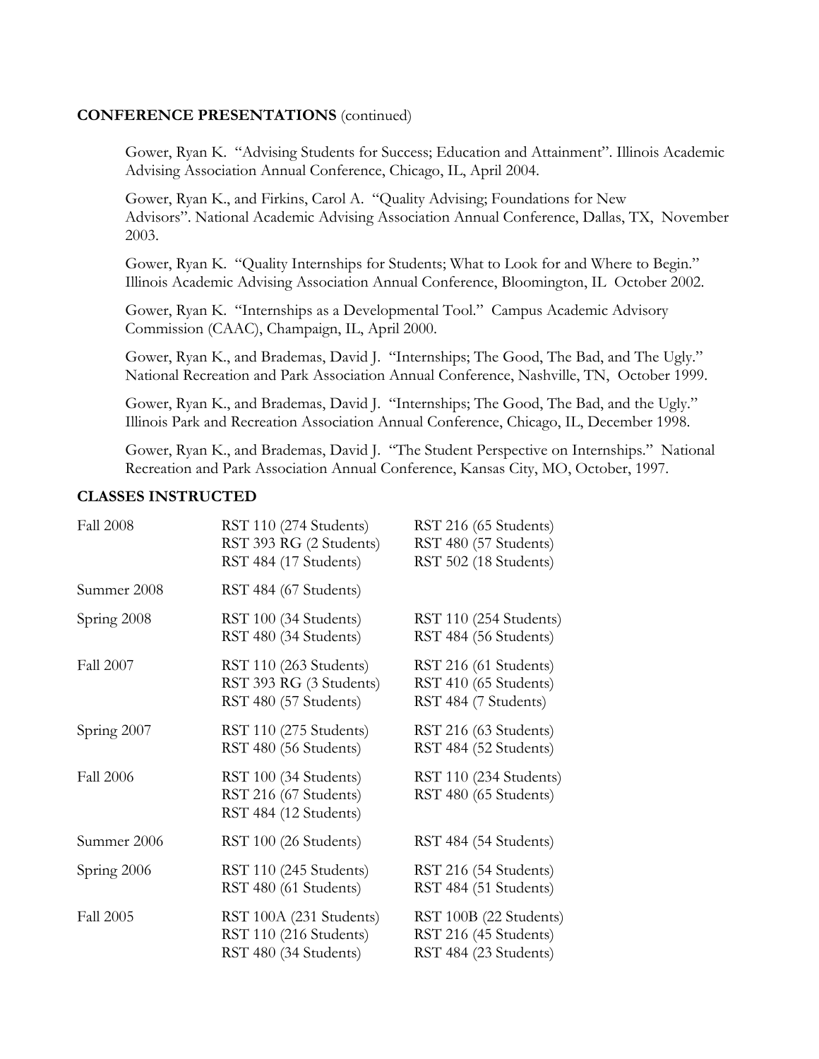## CONFERENCE PRESENTATIONS (continued)

Gower, Ryan K. "Advising Students for Success; Education and Attainment". Illinois Academic Advising Association Annual Conference, Chicago, IL, April 2004.

Gower, Ryan K., and Firkins, Carol A. "Quality Advising; Foundations for New Advisors". National Academic Advising Association Annual Conference, Dallas, TX, November 2003.

Gower, Ryan K. "Quality Internships for Students; What to Look for and Where to Begin." Illinois Academic Advising Association Annual Conference, Bloomington, IL October 2002.

Gower, Ryan K. "Internships as a Developmental Tool." Campus Academic Advisory Commission (CAAC), Champaign, IL, April 2000.

Gower, Ryan K., and Brademas, David J. "Internships; The Good, The Bad, and The Ugly." National Recreation and Park Association Annual Conference, Nashville, TN, October 1999.

Gower, Ryan K., and Brademas, David J. "Internships; The Good, The Bad, and the Ugly." Illinois Park and Recreation Association Annual Conference, Chicago, IL, December 1998.

Gower, Ryan K., and Brademas, David J. "The Student Perspective on Internships." National Recreation and Park Association Annual Conference, Kansas City, MO, October, 1997.

## CLASSES INSTRUCTED

| Term | Classes | |
|---|---|---|
| Fall 2008 | RST 110 (274 Students) | RST 216 (65 Students) |
| | RST 393 RG (2 Students) | RST 480 (57 Students) |
| | RST 484 (17 Students) | RST 502 (18 Students) |
| Summer 2008 | RST 484 (67 Students) | |
| Spring 2008 | RST 100 (34 Students) | RST 110 (254 Students) |
| | RST 480 (34 Students) | RST 484 (56 Students) |
| Fall 2007 | RST 110 (263 Students) | RST 216 (61 Students) |
| | RST 393 RG (3 Students) | RST 410 (65 Students) |
| | RST 480 (57 Students) | RST 484 (7 Students) |
| Spring 2007 | RST 110 (275 Students) | RST 216 (63 Students) |
| | RST 480 (56 Students) | RST 484 (52 Students) |
| Fall 2006 | RST 100 (34 Students) | RST 110 (234 Students) |
| | RST 216 (67 Students) | RST 480 (65 Students) |
| | RST 484 (12 Students) | |
| Summer 2006 | RST 100 (26 Students) | RST 484 (54 Students) |
| Spring 2006 | RST 110 (245 Students) | RST 216 (54 Students) |
| | RST 480 (61 Students) | RST 484 (51 Students) |
| Fall 2005 | RST 100A (231 Students) | RST 100B (22 Students) |
| | RST 110 (216 Students) | RST 216 (45 Students) |
| | RST 480 (34 Students) | RST 484 (23 Students) |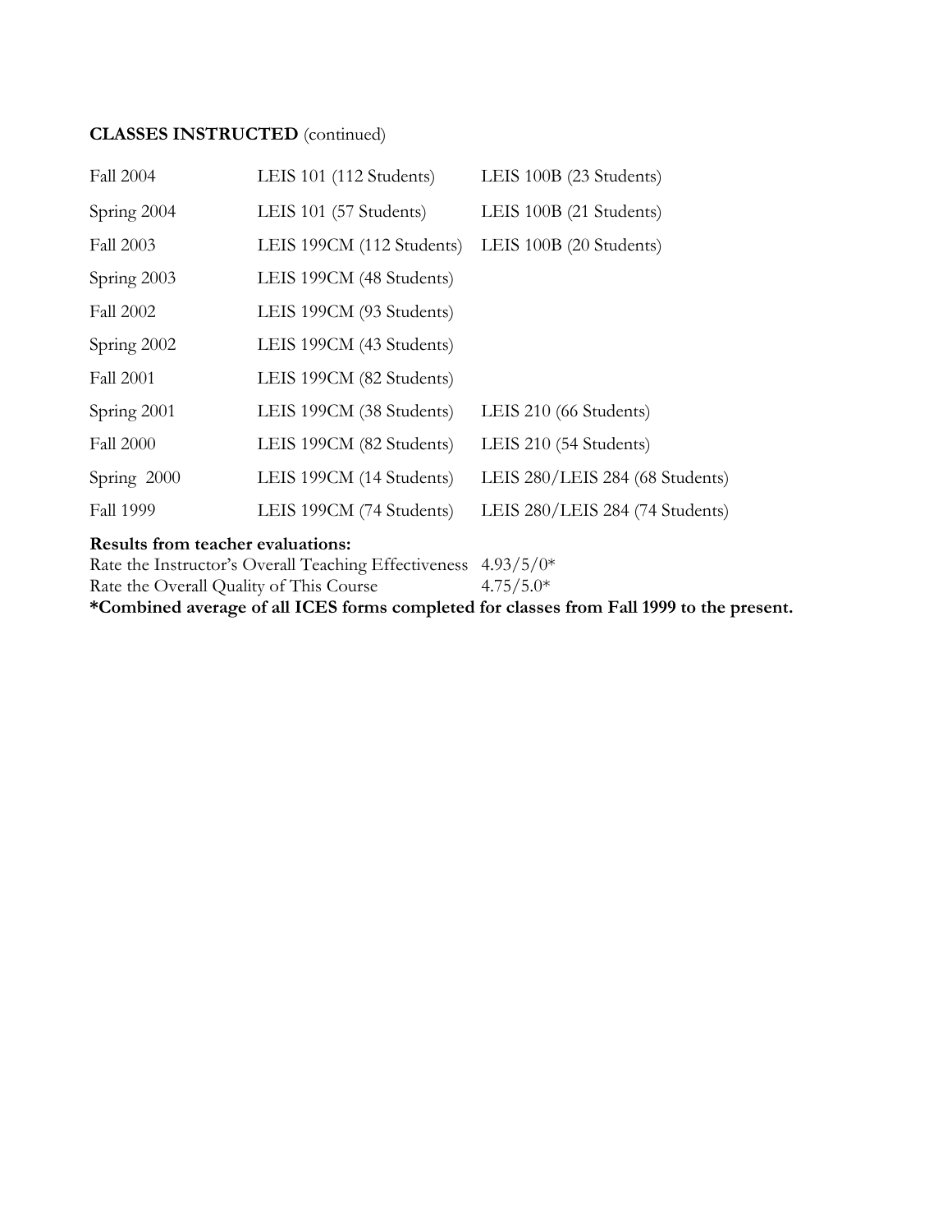**CLASSES INSTRUCTED** (continued)

| | | |
|---|---|---|
| Fall 2004 | LEIS 101 (112 Students) | LEIS 100B (23 Students) |
| Spring 2004 | LEIS 101 (57 Students) | LEIS 100B (21 Students) |
| Fall 2003 | LEIS 199CM (112 Students) | LEIS 100B (20 Students) |
| Spring 2003 | LEIS 199CM (48 Students) | |
| Fall 2002 | LEIS 199CM (93 Students) | |
| Spring 2002 | LEIS 199CM (43 Students) | |
| Fall 2001 | LEIS 199CM (82 Students) | |
| Spring 2001 | LEIS 199CM (38 Students) | LEIS 210 (66 Students) |
| Fall 2000 | LEIS 199CM (82 Students) | LEIS 210 (54 Students) |
| Spring 2000 | LEIS 199CM (14 Students) | LEIS 280/LEIS 284 (68 Students) |
| Fall 1999 | LEIS 199CM (74 Students) | LEIS 280/LEIS 284 (74 Students) |

**Results from teacher evaluations:**

Rate the Instructor's Overall Teaching Effectiveness 4.93/5/0*
Rate the Overall Quality of This Course 4.75/5.0*

**\*Combined average of all ICES forms completed for classes from Fall 1999 to the present.**